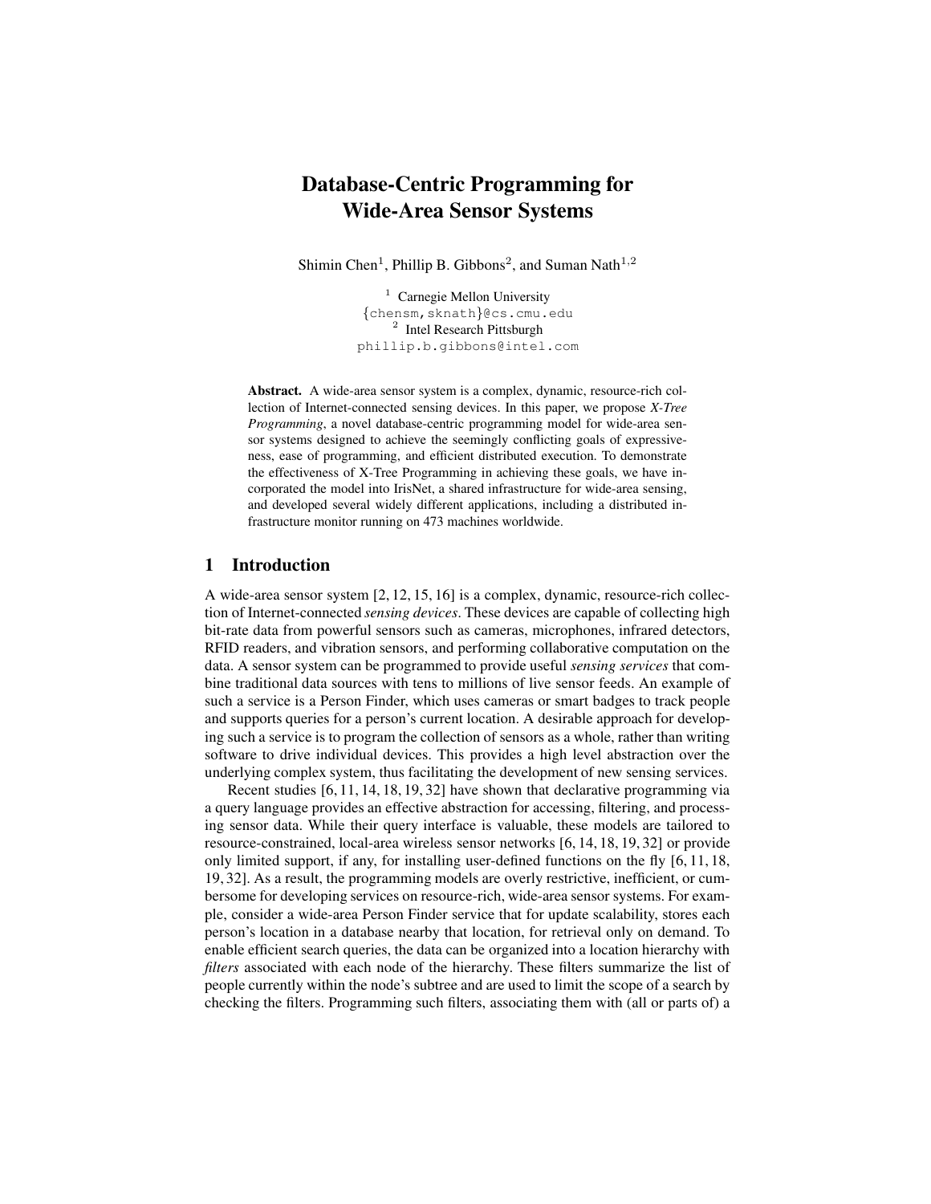# Database-Centric Programming for Wide-Area Sensor Systems

Shimin Chen[1], Phillip B. Gibbons[2], and Suman Nath[1,2]

[1] Carnegie Mellon University
{chensm,sknath}@cs.cmu.edu
[2] Intel Research Pittsburgh
phillip.b.gibbons@intel.com

**Abstract.** A wide-area sensor system is a complex, dynamic, resource-rich collection of Internet-connected sensing devices. In this paper, we propose *X-Tree Programming*, a novel database-centric programming model for wide-area sensor systems designed to achieve the seemingly conflicting goals of expressiveness, ease of programming, and efficient distributed execution. To demonstrate the effectiveness of X-Tree Programming in achieving these goals, we have incorporated the model into IrisNet, a shared infrastructure for wide-area sensing, and developed several widely different applications, including a distributed infrastructure monitor running on 473 machines worldwide.

## 1 Introduction

A wide-area sensor system [2, 12, 15, 16] is a complex, dynamic, resource-rich collection of Internet-connected *sensing devices*. These devices are capable of collecting high bit-rate data from powerful sensors such as cameras, microphones, infrared detectors, RFID readers, and vibration sensors, and performing collaborative computation on the data. A sensor system can be programmed to provide useful *sensing services* that combine traditional data sources with tens to millions of live sensor feeds. An example of such a service is a Person Finder, which uses cameras or smart badges to track people and supports queries for a person's current location. A desirable approach for developing such a service is to program the collection of sensors as a whole, rather than writing software to drive individual devices. This provides a high level abstraction over the underlying complex system, thus facilitating the development of new sensing services.

Recent studies [6, 11, 14, 18, 19, 32] have shown that declarative programming via a query language provides an effective abstraction for accessing, filtering, and processing sensor data. While their query interface is valuable, these models are tailored to resource-constrained, local-area wireless sensor networks [6, 14, 18, 19, 32] or provide only limited support, if any, for installing user-defined functions on the fly [6, 11, 18, 19, 32]. As a result, the programming models are overly restrictive, inefficient, or cumbersome for developing services on resource-rich, wide-area sensor systems. For example, consider a wide-area Person Finder service that for update scalability, stores each person's location in a database nearby that location, for retrieval only on demand. To enable efficient search queries, the data can be organized into a location hierarchy with *filters* associated with each node of the hierarchy. These filters summarize the list of people currently within the node's subtree and are used to limit the scope of a search by checking the filters. Programming such filters, associating them with (all or parts of) a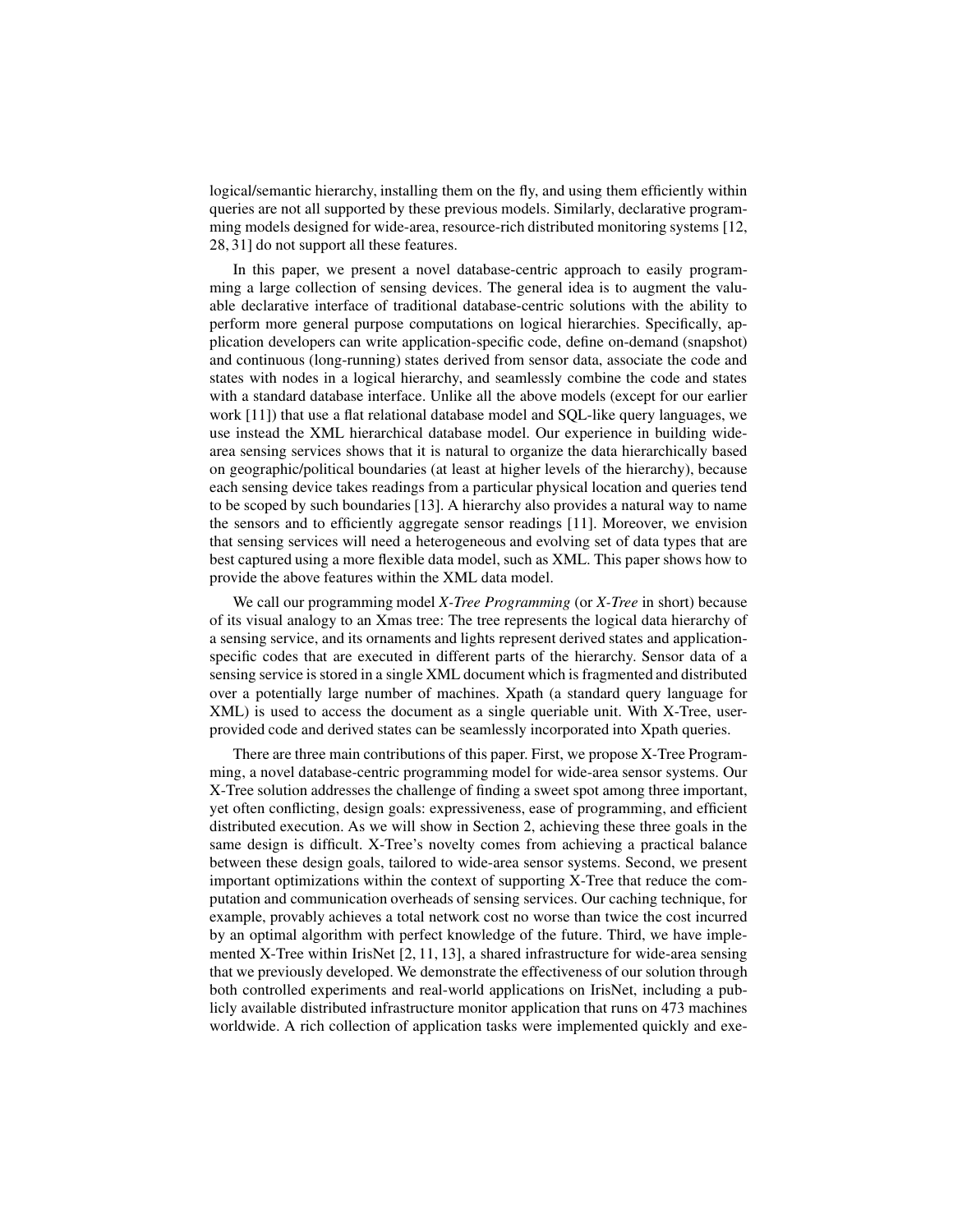logical/semantic hierarchy, installing them on the fly, and using them efficiently within queries are not all supported by these previous models. Similarly, declarative programming models designed for wide-area, resource-rich distributed monitoring systems [12, 28, 31] do not support all these features.

In this paper, we present a novel database-centric approach to easily programming a large collection of sensing devices. The general idea is to augment the valuable declarative interface of traditional database-centric solutions with the ability to perform more general purpose computations on logical hierarchies. Specifically, application developers can write application-specific code, define on-demand (snapshot) and continuous (long-running) states derived from sensor data, associate the code and states with nodes in a logical hierarchy, and seamlessly combine the code and states with a standard database interface. Unlike all the above models (except for our earlier work [11]) that use a flat relational database model and SQL-like query languages, we use instead the XML hierarchical database model. Our experience in building wide-area sensing services shows that it is natural to organize the data hierarchically based on geographic/political boundaries (at least at higher levels of the hierarchy), because each sensing device takes readings from a particular physical location and queries tend to be scoped by such boundaries [13]. A hierarchy also provides a natural way to name the sensors and to efficiently aggregate sensor readings [11]. Moreover, we envision that sensing services will need a heterogeneous and evolving set of data types that are best captured using a more flexible data model, such as XML. This paper shows how to provide the above features within the XML data model.

We call our programming model *X-Tree Programming* (or *X-Tree* in short) because of its visual analogy to an Xmas tree: The tree represents the logical data hierarchy of a sensing service, and its ornaments and lights represent derived states and application-specific codes that are executed in different parts of the hierarchy. Sensor data of a sensing service is stored in a single XML document which is fragmented and distributed over a potentially large number of machines. Xpath (a standard query language for XML) is used to access the document as a single queriable unit. With X-Tree, user-provided code and derived states can be seamlessly incorporated into Xpath queries.

There are three main contributions of this paper. First, we propose X-Tree Programming, a novel database-centric programming model for wide-area sensor systems. Our X-Tree solution addresses the challenge of finding a sweet spot among three important, yet often conflicting, design goals: expressiveness, ease of programming, and efficient distributed execution. As we will show in Section 2, achieving these three goals in the same design is difficult. X-Tree's novelty comes from achieving a practical balance between these design goals, tailored to wide-area sensor systems. Second, we present important optimizations within the context of supporting X-Tree that reduce the computation and communication overheads of sensing services. Our caching technique, for example, provably achieves a total network cost no worse than twice the cost incurred by an optimal algorithm with perfect knowledge of the future. Third, we have implemented X-Tree within IrisNet [2, 11, 13], a shared infrastructure for wide-area sensing that we previously developed. We demonstrate the effectiveness of our solution through both controlled experiments and real-world applications on IrisNet, including a publicly available distributed infrastructure monitor application that runs on 473 machines worldwide. A rich collection of application tasks were implemented quickly and exe-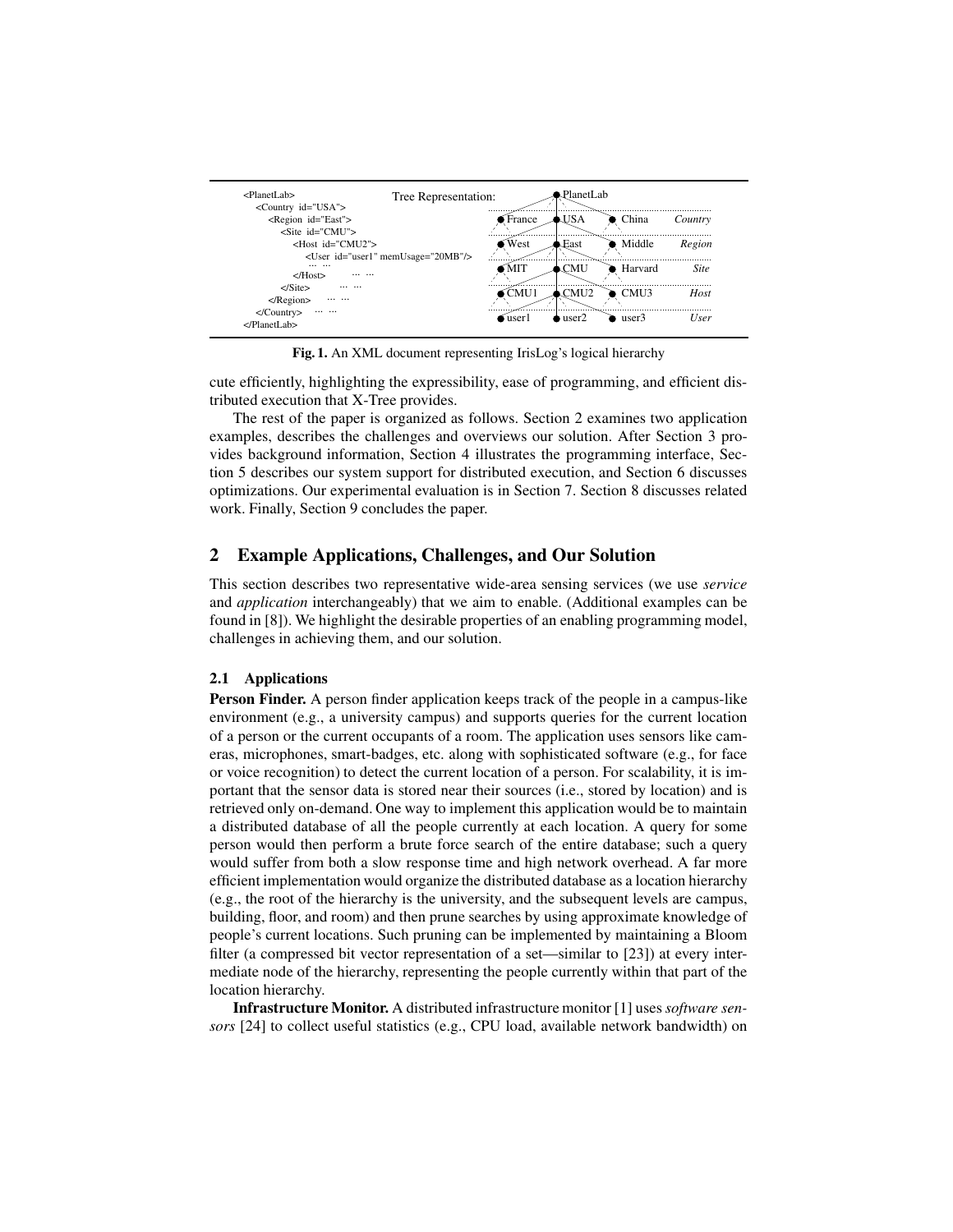```
<PlanetLab>
  <Country id="USA">
    <Region id="East">
      <Site id="CMU">
        <Host id="CMU2">
          <User id="user1" memUsage="20MB"/>
          ... ...
        </Host>    ... ...
      </Site>    ... ...
    </Region>    ... ...
  </Country>    ... ...
</PlanetLab>
```

Tree Representation:

```
                PlanetLab
France     USA      China      Country
West       East     Middle     Region
MIT        CMU      Harvard    Site
CMU1       CMU2     CMU3       Host
user1      user2    user3      User
```

**Fig. 1.** An XML document representing IrisLog's logical hierarchy

cute efficiently, highlighting the expressibility, ease of programming, and efficient distributed execution that X-Tree provides.

The rest of the paper is organized as follows. Section 2 examines two application examples, describes the challenges and overviews our solution. After Section 3 provides background information, Section 4 illustrates the programming interface, Section 5 describes our system support for distributed execution, and Section 6 discusses optimizations. Our experimental evaluation is in Section 7. Section 8 discusses related work. Finally, Section 9 concludes the paper.

## 2 Example Applications, Challenges, and Our Solution

This section describes two representative wide-area sensing services (we use *service* and *application* interchangeably) that we aim to enable. (Additional examples can be found in [8]). We highlight the desirable properties of an enabling programming model, challenges in achieving them, and our solution.

### 2.1 Applications

**Person Finder.** A person finder application keeps track of the people in a campus-like environment (e.g., a university campus) and supports queries for the current location of a person or the current occupants of a room. The application uses sensors like cameras, microphones, smart-badges, etc. along with sophisticated software (e.g., for face or voice recognition) to detect the current location of a person. For scalability, it is important that the sensor data is stored near their sources (i.e., stored by location) and is retrieved only on-demand. One way to implement this application would be to maintain a distributed database of all the people currently at each location. A query for some person would then perform a brute force search of the entire database; such a query would suffer from both a slow response time and high network overhead. A far more efficient implementation would organize the distributed database as a location hierarchy (e.g., the root of the hierarchy is the university, and the subsequent levels are campus, building, floor, and room) and then prune searches by using approximate knowledge of people's current locations. Such pruning can be implemented by maintaining a Bloom filter (a compressed bit vector representation of a set—similar to [23]) at every intermediate node of the hierarchy, representing the people currently within that part of the location hierarchy.

**Infrastructure Monitor.** A distributed infrastructure monitor [1] uses *software sensors* [24] to collect useful statistics (e.g., CPU load, available network bandwidth) on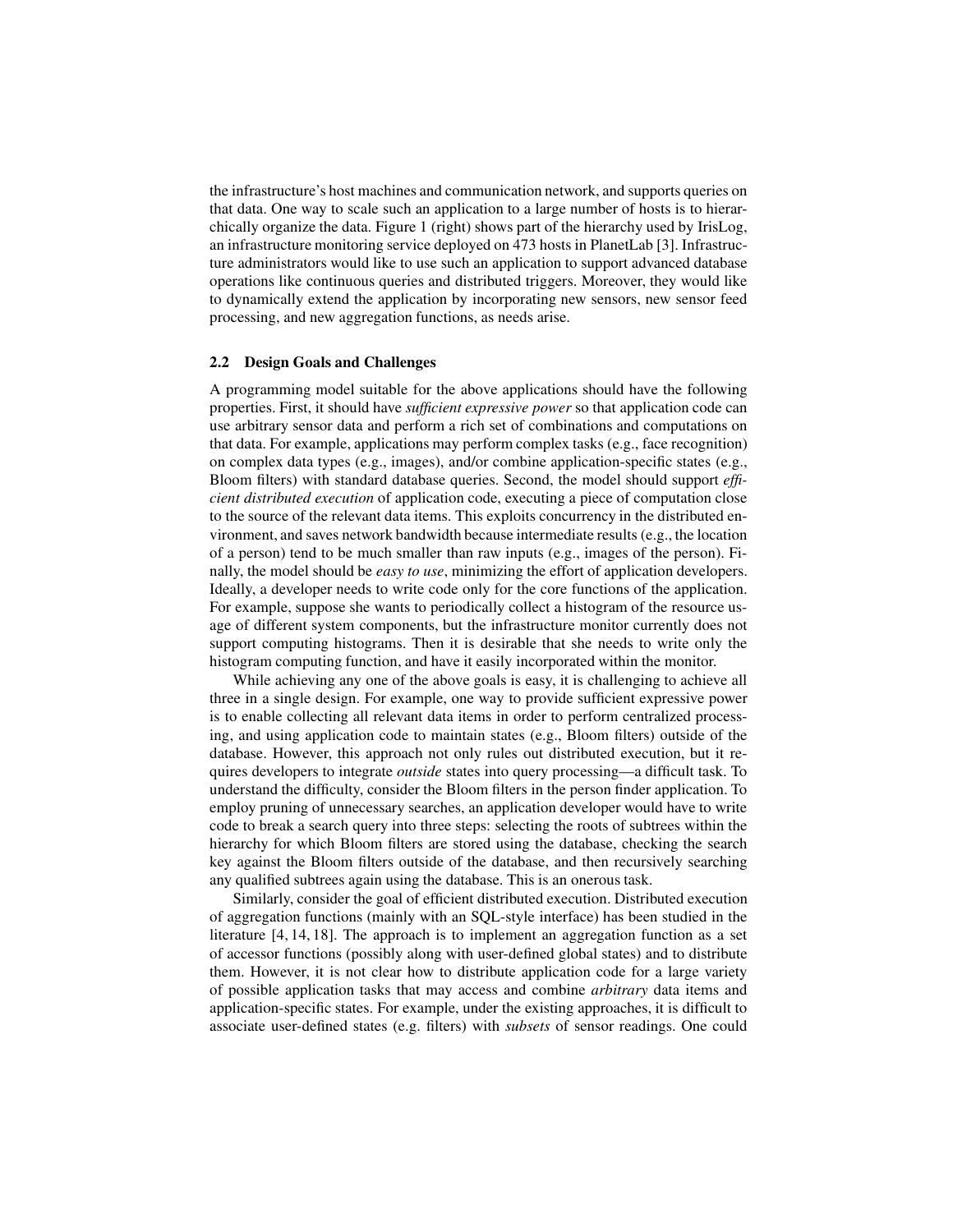the infrastructure's host machines and communication network, and supports queries on that data. One way to scale such an application to a large number of hosts is to hierarchically organize the data. Figure 1 (right) shows part of the hierarchy used by IrisLog, an infrastructure monitoring service deployed on 473 hosts in PlanetLab [3]. Infrastructure administrators would like to use such an application to support advanced database operations like continuous queries and distributed triggers. Moreover, they would like to dynamically extend the application by incorporating new sensors, new sensor feed processing, and new aggregation functions, as needs arise.

### 2.2 Design Goals and Challenges

A programming model suitable for the above applications should have the following properties. First, it should have *sufficient expressive power* so that application code can use arbitrary sensor data and perform a rich set of combinations and computations on that data. For example, applications may perform complex tasks (e.g., face recognition) on complex data types (e.g., images), and/or combine application-specific states (e.g., Bloom filters) with standard database queries. Second, the model should support *efficient distributed execution* of application code, executing a piece of computation close to the source of the relevant data items. This exploits concurrency in the distributed environment, and saves network bandwidth because intermediate results (e.g., the location of a person) tend to be much smaller than raw inputs (e.g., images of the person). Finally, the model should be *easy to use*, minimizing the effort of application developers. Ideally, a developer needs to write code only for the core functions of the application. For example, suppose she wants to periodically collect a histogram of the resource usage of different system components, but the infrastructure monitor currently does not support computing histograms. Then it is desirable that she needs to write only the histogram computing function, and have it easily incorporated within the monitor.

While achieving any one of the above goals is easy, it is challenging to achieve all three in a single design. For example, one way to provide sufficient expressive power is to enable collecting all relevant data items in order to perform centralized processing, and using application code to maintain states (e.g., Bloom filters) outside of the database. However, this approach not only rules out distributed execution, but it requires developers to integrate *outside* states into query processing—a difficult task. To understand the difficulty, consider the Bloom filters in the person finder application. To employ pruning of unnecessary searches, an application developer would have to write code to break a search query into three steps: selecting the roots of subtrees within the hierarchy for which Bloom filters are stored using the database, checking the search key against the Bloom filters outside of the database, and then recursively searching any qualified subtrees again using the database. This is an onerous task.

Similarly, consider the goal of efficient distributed execution. Distributed execution of aggregation functions (mainly with an SQL-style interface) has been studied in the literature [4, 14, 18]. The approach is to implement an aggregation function as a set of accessor functions (possibly along with user-defined global states) and to distribute them. However, it is not clear how to distribute application code for a large variety of possible application tasks that may access and combine *arbitrary* data items and application-specific states. For example, under the existing approaches, it is difficult to associate user-defined states (e.g. filters) with *subsets* of sensor readings. One could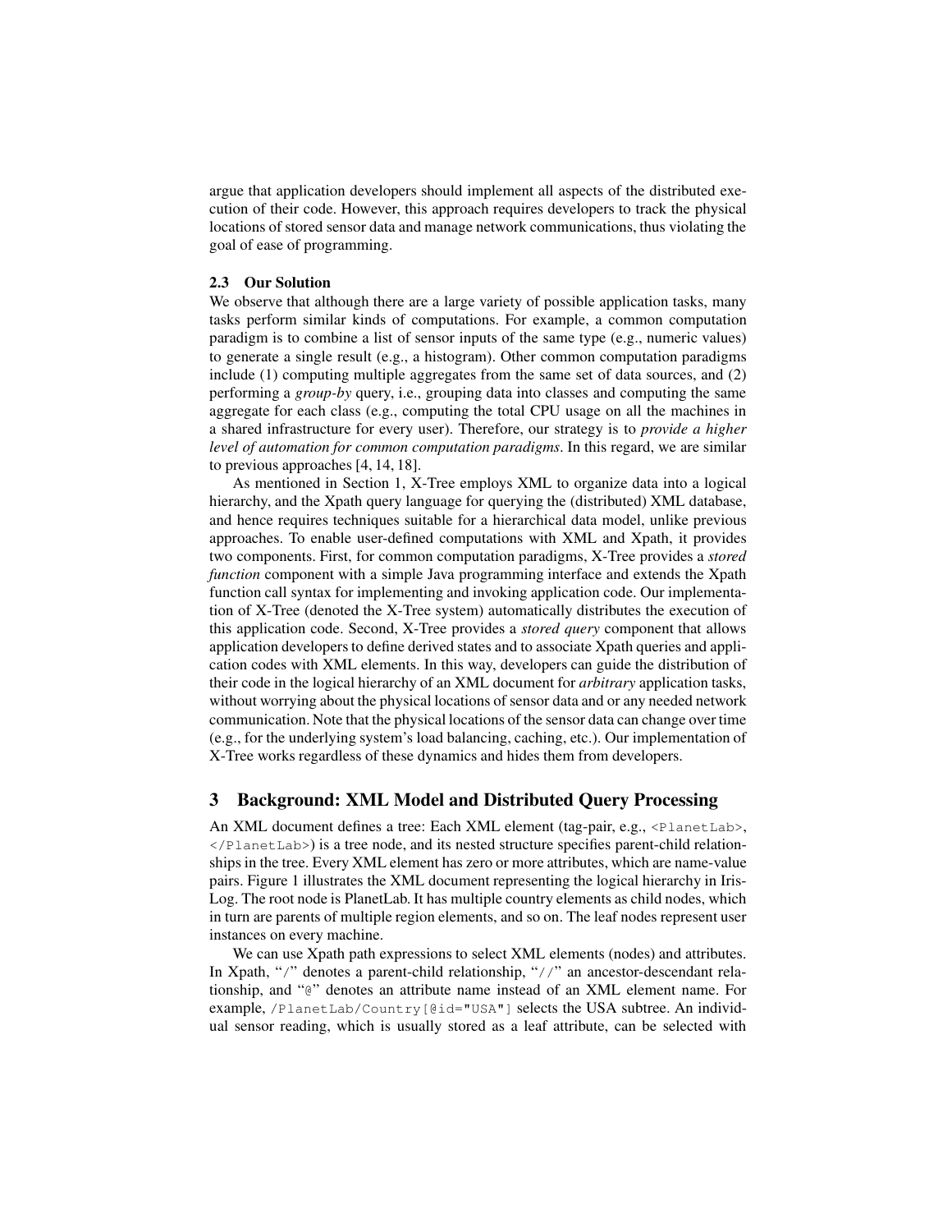argue that application developers should implement all aspects of the distributed execution of their code. However, this approach requires developers to track the physical locations of stored sensor data and manage network communications, thus violating the goal of ease of programming.

### 2.3 Our Solution

We observe that although there are a large variety of possible application tasks, many tasks perform similar kinds of computations. For example, a common computation paradigm is to combine a list of sensor inputs of the same type (e.g., numeric values) to generate a single result (e.g., a histogram). Other common computation paradigms include (1) computing multiple aggregates from the same set of data sources, and (2) performing a *group-by* query, i.e., grouping data into classes and computing the same aggregate for each class (e.g., computing the total CPU usage on all the machines in a shared infrastructure for every user). Therefore, our strategy is to *provide a higher level of automation for common computation paradigms*. In this regard, we are similar to previous approaches [4, 14, 18].

As mentioned in Section 1, X-Tree employs XML to organize data into a logical hierarchy, and the Xpath query language for querying the (distributed) XML database, and hence requires techniques suitable for a hierarchical data model, unlike previous approaches. To enable user-defined computations with XML and Xpath, it provides two components. First, for common computation paradigms, X-Tree provides a *stored function* component with a simple Java programming interface and extends the Xpath function call syntax for implementing and invoking application code. Our implementation of X-Tree (denoted the X-Tree system) automatically distributes the execution of this application code. Second, X-Tree provides a *stored query* component that allows application developers to define derived states and to associate Xpath queries and application codes with XML elements. In this way, developers can guide the distribution of their code in the logical hierarchy of an XML document for *arbitrary* application tasks, without worrying about the physical locations of sensor data and or any needed network communication. Note that the physical locations of the sensor data can change over time (e.g., for the underlying system's load balancing, caching, etc.). Our implementation of X-Tree works regardless of these dynamics and hides them from developers.

## 3 Background: XML Model and Distributed Query Processing

An XML document defines a tree: Each XML element (tag-pair, e.g., `<PlanetLab>`, `</PlanetLab>`) is a tree node, and its nested structure specifies parent-child relationships in the tree. Every XML element has zero or more attributes, which are name-value pairs. Figure 1 illustrates the XML document representing the logical hierarchy in IrisLog. The root node is PlanetLab. It has multiple country elements as child nodes, which in turn are parents of multiple region elements, and so on. The leaf nodes represent user instances on every machine.

We can use Xpath path expressions to select XML elements (nodes) and attributes. In Xpath, "`/`" denotes a parent-child relationship, "`//`" an ancestor-descendant relationship, and "`@`" denotes an attribute name instead of an XML element name. For example, `/PlanetLab/Country[@id="USA"]` selects the USA subtree. An individual sensor reading, which is usually stored as a leaf attribute, can be selected with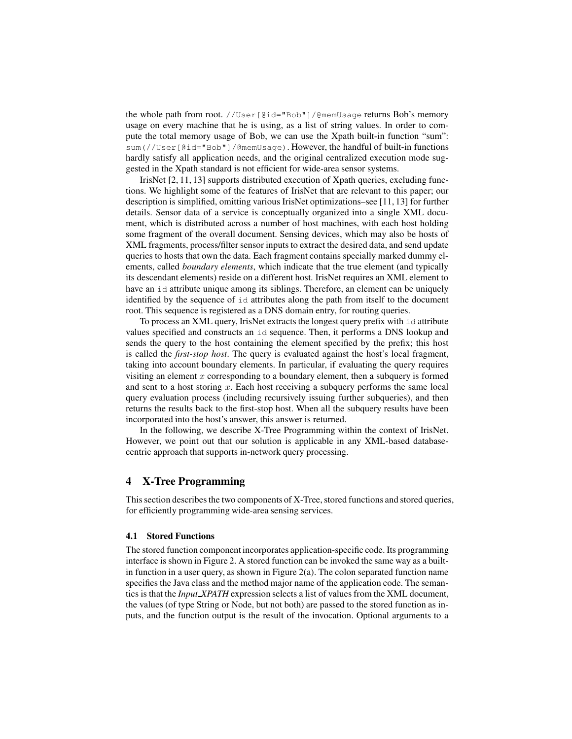the whole path from root. `//User[@id="Bob"]/@memUsage` returns Bob's memory usage on every machine that he is using, as a list of string values. In order to compute the total memory usage of Bob, we can use the Xpath built-in function "sum": `sum(//User[@id="Bob"]/@memUsage)`. However, the handful of built-in functions hardly satisfy all application needs, and the original centralized execution mode suggested in the Xpath standard is not efficient for wide-area sensor systems.

IrisNet [2, 11, 13] supports distributed execution of Xpath queries, excluding functions. We highlight some of the features of IrisNet that are relevant to this paper; our description is simplified, omitting various IrisNet optimizations–see [11, 13] for further details. Sensor data of a service is conceptually organized into a single XML document, which is distributed across a number of host machines, with each host holding some fragment of the overall document. Sensing devices, which may also be hosts of XML fragments, process/filter sensor inputs to extract the desired data, and send update queries to hosts that own the data. Each fragment contains specially marked dummy elements, called *boundary elements*, which indicate that the true element (and typically its descendant elements) reside on a different host. IrisNet requires an XML element to have an `id` attribute unique among its siblings. Therefore, an element can be uniquely identified by the sequence of `id` attributes along the path from itself to the document root. This sequence is registered as a DNS domain entry, for routing queries.

To process an XML query, IrisNet extracts the longest query prefix with `id` attribute values specified and constructs an `id` sequence. Then, it performs a DNS lookup and sends the query to the host containing the element specified by the prefix; this host is called the *first-stop host*. The query is evaluated against the host's local fragment, taking into account boundary elements. In particular, if evaluating the query requires visiting an element $x$ corresponding to a boundary element, then a subquery is formed and sent to a host storing $x$. Each host receiving a subquery performs the same local query evaluation process (including recursively issuing further subqueries), and then returns the results back to the first-stop host. When all the subquery results have been incorporated into the host's answer, this answer is returned.

In the following, we describe X-Tree Programming within the context of IrisNet. However, we point out that our solution is applicable in any XML-based database-centric approach that supports in-network query processing.

# 4 X-Tree Programming

This section describes the two components of X-Tree, stored functions and stored queries, for efficiently programming wide-area sensing services.

## 4.1 Stored Functions

The stored function component incorporates application-specific code. Its programming interface is shown in Figure 2. A stored function can be invoked the same way as a built-in function in a user query, as shown in Figure 2(a). The colon separated function name specifies the Java class and the method major name of the application code. The semantics is that the *Input_XPATH* expression selects a list of values from the XML document, the values (of type String or Node, but not both) are passed to the stored function as inputs, and the function output is the result of the invocation. Optional arguments to a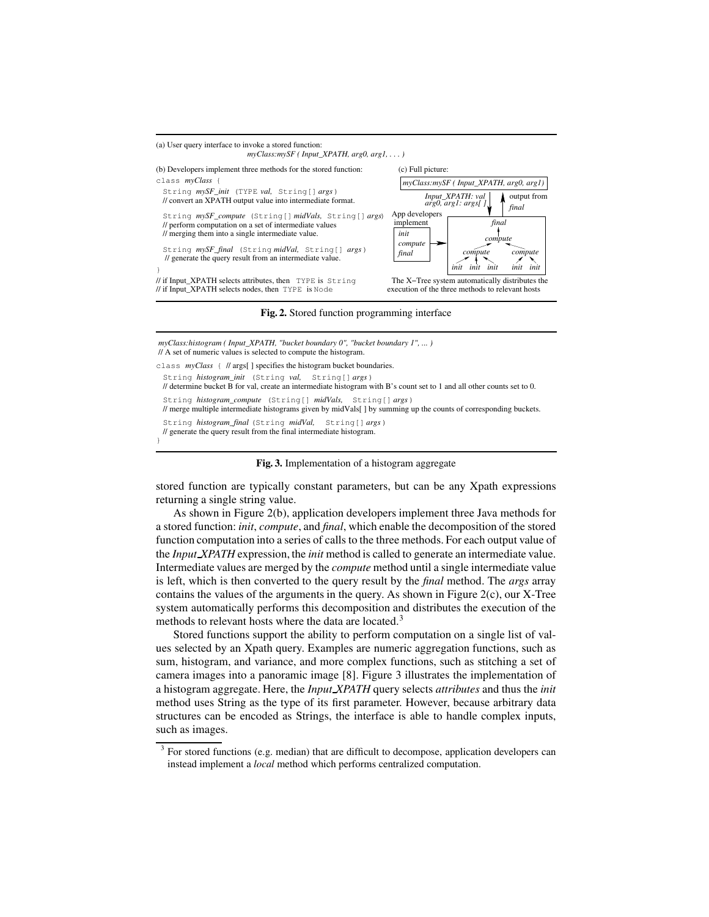(a) User query interface to invoke a stored function:

*myClass:mySF ( Input_XPATH, arg0, arg1, . . . )*

(b) Developers implement three methods for the stored function:

```
class myClass {
  String mySF_init (TYPE val, String[] args)
  // convert an XPATH output value into intermediate format.

  String mySF_compute (String[] midVals, String[] args)
  // perform computation on a set of intermediate values
  // merging them into a single intermediate value.

  String mySF_final (String midVal, String[] args)
  // generate the query result from an intermediate value.
}
// if Input_XPATH selects attributes, then TYPE is String
// if Input_XPATH selects nodes, then TYPE is Node
```

(c) Full picture:

*myClass:mySF ( Input_XPATH, arg0, arg1)*

*Input_XPATH: val*, *arg0, arg1: args[ ]* — output from *final*

App developers implement: *init*, *compute*, *final*

*final* ← *compute* ← *compute* (*init*, *init*, *init*), *compute* (*init*, *init*)

The X–Tree system automatically distributes the execution of the three methods to relevant hosts

**Fig. 2.** Stored function programming interface

```
myClass:histogram ( Input_XPATH, "bucket boundary 0", "bucket boundary 1", ... )
// A set of numeric values is selected to compute the histogram.

class myClass { // args[ ] specifies the histogram bucket boundaries.
  String histogram_init (String val, String[] args)
  // determine bucket B for val, create an intermediate histogram with B's count set to 1 and all other counts set to 0.

  String histogram_compute (String[] midVals, String[] args)
  // merge multiple intermediate histograms given by midVals[ ] by summing up the counts of corresponding buckets.

  String histogram_final (String midVal, String[] args)
  // generate the query result from the final intermediate histogram.
}
```

**Fig. 3.** Implementation of a histogram aggregate

stored function are typically constant parameters, but can be any Xpath expressions returning a single string value.

As shown in Figure 2(b), application developers implement three Java methods for a stored function: *init*, *compute*, and *final*, which enable the decomposition of the stored function computation into a series of calls to the three methods. For each output value of the *Input_XPATH* expression, the *init* method is called to generate an intermediate value. Intermediate values are merged by the *compute* method until a single intermediate value is left, which is then converted to the query result by the *final* method. The *args* array contains the values of the arguments in the query. As shown in Figure 2(c), our X-Tree system automatically performs this decomposition and distributes the execution of the methods to relevant hosts where the data are located.[3]

Stored functions support the ability to perform computation on a single list of values selected by an Xpath query. Examples are numeric aggregation functions, such as sum, histogram, and variance, and more complex functions, such as stitching a set of camera images into a panoramic image [8]. Figure 3 illustrates the implementation of a histogram aggregate. Here, the *Input_XPATH* query selects *attributes* and thus the *init* method uses String as the type of its first parameter. However, because arbitrary data structures can be encoded as Strings, the interface is able to handle complex inputs, such as images.

[3] For stored functions (e.g. median) that are difficult to decompose, application developers can instead implement a *local* method which performs centralized computation.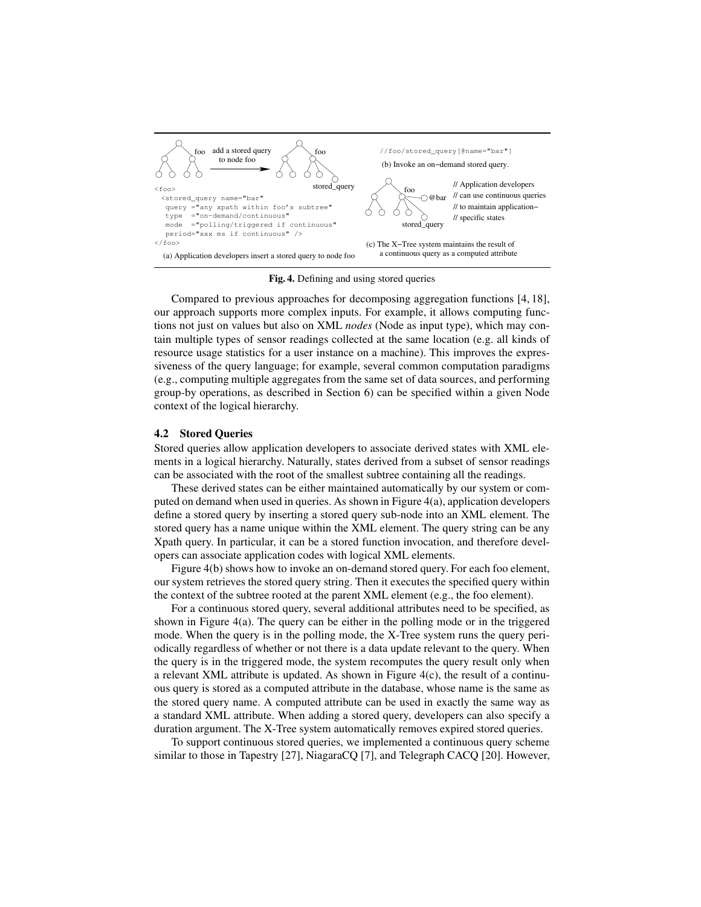foo add a stored query to node foo foo

stored_query

```
<foo>
  <stored_query name="bar"
   query ="any xpath within foo's subtree"
   type  ="on-demand/continuous"
   mode  ="polling/triggered if continuous"
   period="xxx ms if continuous" />
</foo>
```

(a) Application developers insert a stored query to node foo

```
//foo/stored_query[@name="bar"]
```

(b) Invoke an on−demand stored query.

foo @bar stored_query

// Application developers
// can use continuous queries
// to maintain application−
// specific states

(c) The X−Tree system maintains the result of a continuous query as a computed attribute

**Fig. 4.** Defining and using stored queries

Compared to previous approaches for decomposing aggregation functions [4, 18], our approach supports more complex inputs. For example, it allows computing functions not just on values but also on XML *nodes* (Node as input type), which may contain multiple types of sensor readings collected at the same location (e.g. all kinds of resource usage statistics for a user instance on a machine). This improves the expressiveness of the query language; for example, several common computation paradigms (e.g., computing multiple aggregates from the same set of data sources, and performing group-by operations, as described in Section 6) can be specified within a given Node context of the logical hierarchy.

### 4.2 Stored Queries

Stored queries allow application developers to associate derived states with XML elements in a logical hierarchy. Naturally, states derived from a subset of sensor readings can be associated with the root of the smallest subtree containing all the readings.

These derived states can be either maintained automatically by our system or computed on demand when used in queries. As shown in Figure 4(a), application developers define a stored query by inserting a stored query sub-node into an XML element. The stored query has a name unique within the XML element. The query string can be any Xpath query. In particular, it can be a stored function invocation, and therefore developers can associate application codes with logical XML elements.

Figure 4(b) shows how to invoke an on-demand stored query. For each foo element, our system retrieves the stored query string. Then it executes the specified query within the context of the subtree rooted at the parent XML element (e.g., the foo element).

For a continuous stored query, several additional attributes need to be specified, as shown in Figure 4(a). The query can be either in the polling mode or in the triggered mode. When the query is in the polling mode, the X-Tree system runs the query periodically regardless of whether or not there is a data update relevant to the query. When the query is in the triggered mode, the system recomputes the query result only when a relevant XML attribute is updated. As shown in Figure 4(c), the result of a continuous query is stored as a computed attribute in the database, whose name is the same as the stored query name. A computed attribute can be used in exactly the same way as a standard XML attribute. When adding a stored query, developers can also specify a duration argument. The X-Tree system automatically removes expired stored queries.

To support continuous stored queries, we implemented a continuous query scheme similar to those in Tapestry [27], NiagaraCQ [7], and Telegraph CACQ [20]. However,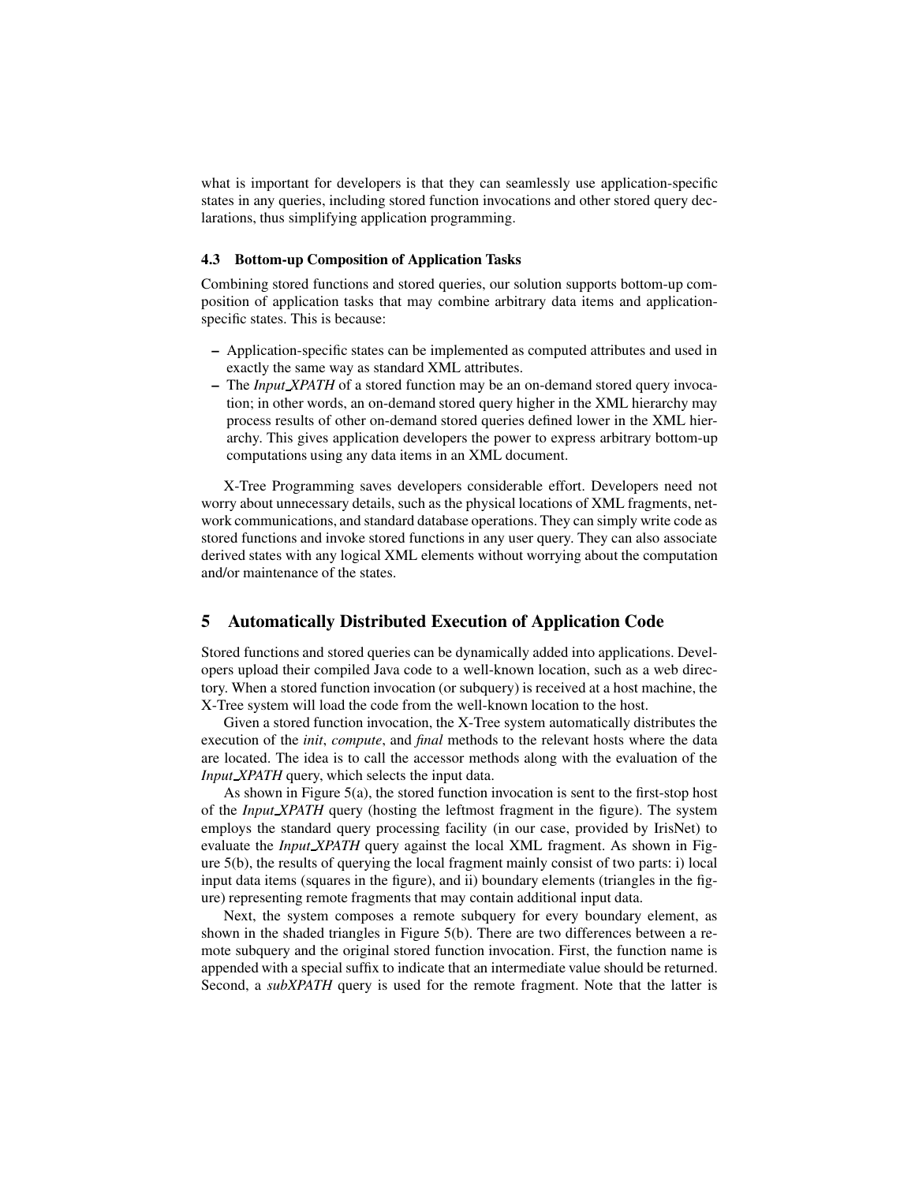what is important for developers is that they can seamlessly use application-specific states in any queries, including stored function invocations and other stored query declarations, thus simplifying application programming.

### 4.3 Bottom-up Composition of Application Tasks

Combining stored functions and stored queries, our solution supports bottom-up composition of application tasks that may combine arbitrary data items and application-specific states. This is because:

- Application-specific states can be implemented as computed attributes and used in exactly the same way as standard XML attributes.
- The *Input_XPATH* of a stored function may be an on-demand stored query invocation; in other words, an on-demand stored query higher in the XML hierarchy may process results of other on-demand stored queries defined lower in the XML hierarchy. This gives application developers the power to express arbitrary bottom-up computations using any data items in an XML document.

X-Tree Programming saves developers considerable effort. Developers need not worry about unnecessary details, such as the physical locations of XML fragments, network communications, and standard database operations. They can simply write code as stored functions and invoke stored functions in any user query. They can also associate derived states with any logical XML elements without worrying about the computation and/or maintenance of the states.

## 5 Automatically Distributed Execution of Application Code

Stored functions and stored queries can be dynamically added into applications. Developers upload their compiled Java code to a well-known location, such as a web directory. When a stored function invocation (or subquery) is received at a host machine, the X-Tree system will load the code from the well-known location to the host.

Given a stored function invocation, the X-Tree system automatically distributes the execution of the *init*, *compute*, and *final* methods to the relevant hosts where the data are located. The idea is to call the accessor methods along with the evaluation of the *Input_XPATH* query, which selects the input data.

As shown in Figure 5(a), the stored function invocation is sent to the first-stop host of the *Input_XPATH* query (hosting the leftmost fragment in the figure). The system employs the standard query processing facility (in our case, provided by IrisNet) to evaluate the *Input_XPATH* query against the local XML fragment. As shown in Figure 5(b), the results of querying the local fragment mainly consist of two parts: i) local input data items (squares in the figure), and ii) boundary elements (triangles in the figure) representing remote fragments that may contain additional input data.

Next, the system composes a remote subquery for every boundary element, as shown in the shaded triangles in Figure 5(b). There are two differences between a remote subquery and the original stored function invocation. First, the function name is appended with a special suffix to indicate that an intermediate value should be returned. Second, a *subXPATH* query is used for the remote fragment. Note that the latter is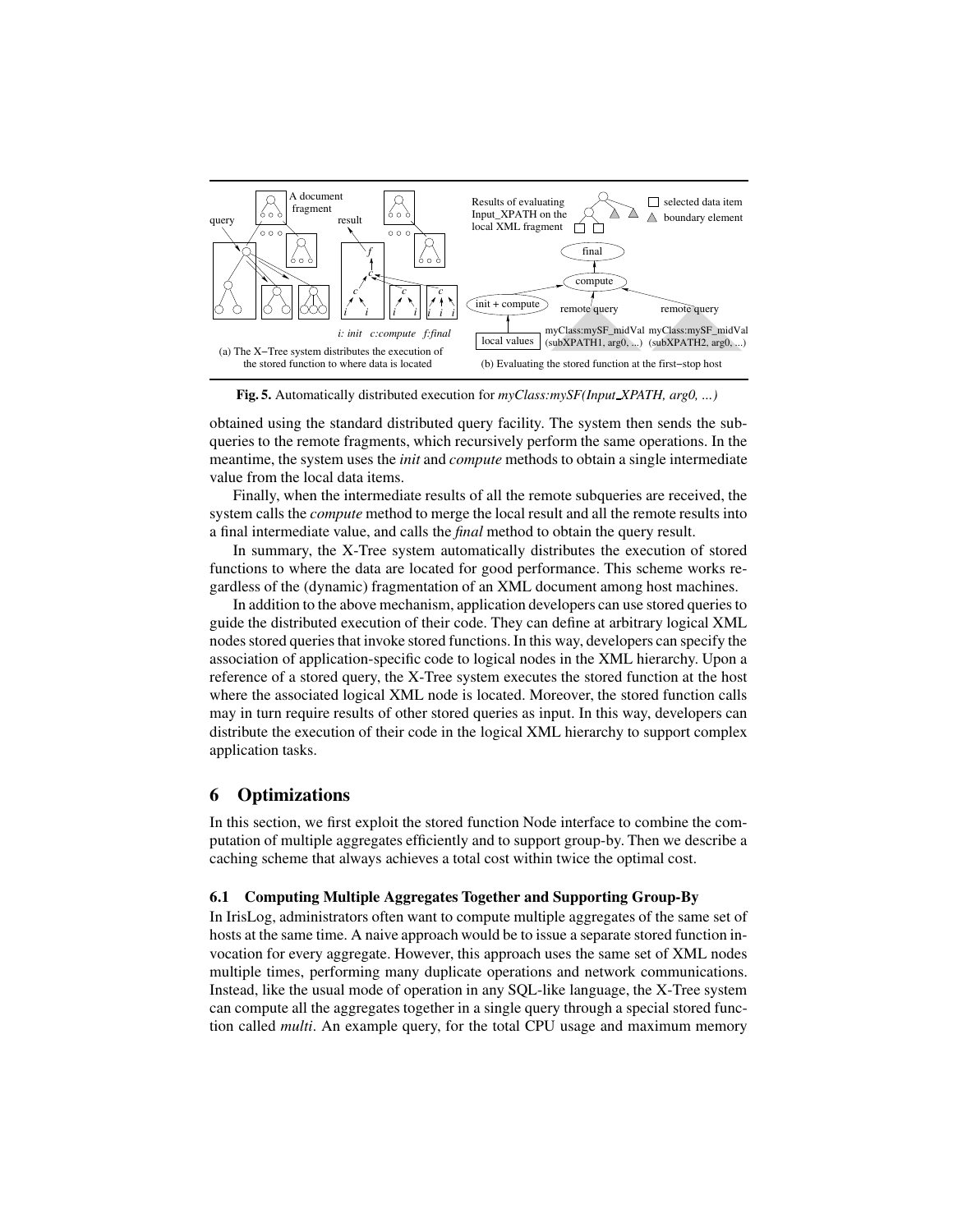A document fragment

query

result

f

c

c

c

c

i

i

i

i

i

i

i

i: init c:compute f:final

(a) The X−Tree system distributes the execution of the stored function to where data is located

Results of evaluating Input_XPATH on the local XML fragment

selected data item

boundary element

final

compute

init + compute

remote query

remote query

local values

myClass:mySF_midVal (subXPATH1, arg0, ...)

myClass:mySF_midVal (subXPATH2, arg0, ...)

(b) Evaluating the stored function at the first−stop host

**Fig. 5.** Automatically distributed execution for *myClass:mySF(Input_XPATH, arg0, ...)*

obtained using the standard distributed query facility. The system then sends the subqueries to the remote fragments, which recursively perform the same operations. In the meantime, the system uses the *init* and *compute* methods to obtain a single intermediate value from the local data items.

Finally, when the intermediate results of all the remote subqueries are received, the system calls the *compute* method to merge the local result and all the remote results into a final intermediate value, and calls the *final* method to obtain the query result.

In summary, the X-Tree system automatically distributes the execution of stored functions to where the data are located for good performance. This scheme works regardless of the (dynamic) fragmentation of an XML document among host machines.

In addition to the above mechanism, application developers can use stored queries to guide the distributed execution of their code. They can define at arbitrary logical XML nodes stored queries that invoke stored functions. In this way, developers can specify the association of application-specific code to logical nodes in the XML hierarchy. Upon a reference of a stored query, the X-Tree system executes the stored function at the host where the associated logical XML node is located. Moreover, the stored function calls may in turn require results of other stored queries as input. In this way, developers can distribute the execution of their code in the logical XML hierarchy to support complex application tasks.

## 6 Optimizations

In this section, we first exploit the stored function Node interface to combine the computation of multiple aggregates efficiently and to support group-by. Then we describe a caching scheme that always achieves a total cost within twice the optimal cost.

### 6.1 Computing Multiple Aggregates Together and Supporting Group-By

In IrisLog, administrators often want to compute multiple aggregates of the same set of hosts at the same time. A naive approach would be to issue a separate stored function invocation for every aggregate. However, this approach uses the same set of XML nodes multiple times, performing many duplicate operations and network communications. Instead, like the usual mode of operation in any SQL-like language, the X-Tree system can compute all the aggregates together in a single query through a special stored function called *multi*. An example query, for the total CPU usage and maximum memory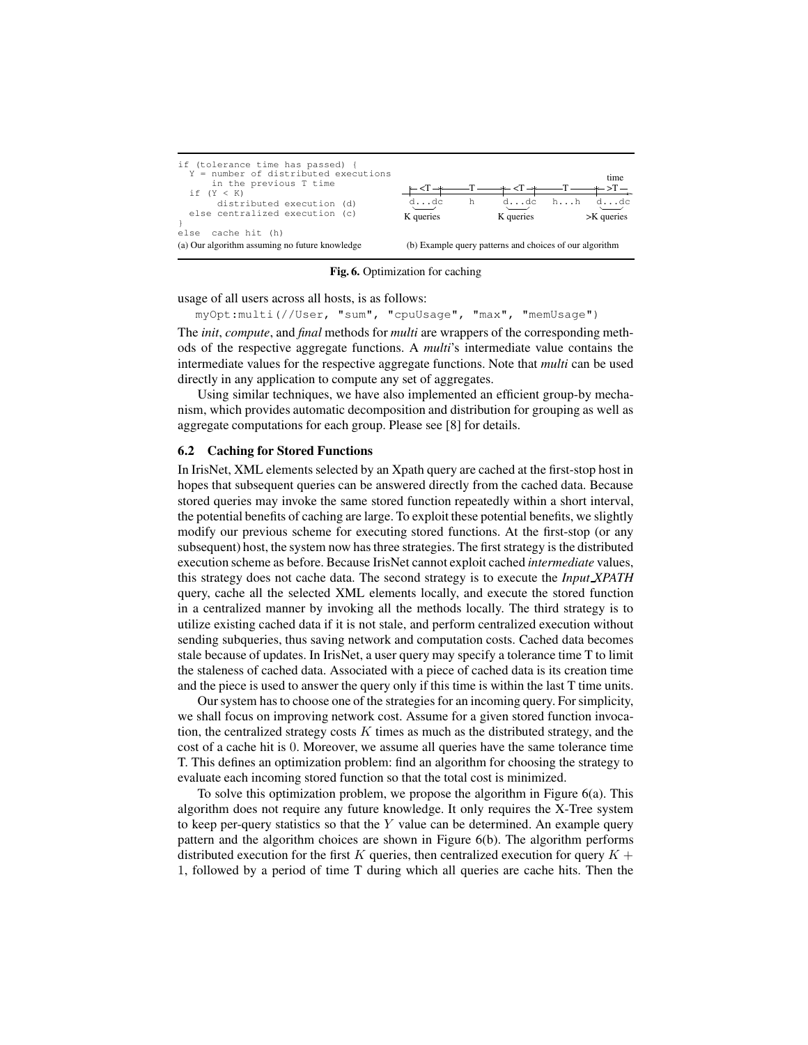```
if (tolerance time has passed) {
  Y = number of distributed executions
      in the previous T time
  if (Y < K)
      distributed execution (d)
  else centralized execution (c)
}
else  cache hit (h)
```

(a) Our algorithm assuming no future knowledge

time

<T

T

<T

T

>T

d...dc

h

d...dc

h...h

d...dc

K queries

K queries

>K queries

(b) Example query patterns and choices of our algorithm

**Fig. 6.** Optimization for caching

usage of all users across all hosts, is as follows:

```
myOpt:multi(//User, "sum", "cpuUsage", "max", "memUsage")
```

The *init*, *compute*, and *final* methods for *multi* are wrappers of the corresponding methods of the respective aggregate functions. A *multi*'s intermediate value contains the intermediate values for the respective aggregate functions. Note that *multi* can be used directly in any application to compute any set of aggregates.

Using similar techniques, we have also implemented an efficient group-by mechanism, which provides automatic decomposition and distribution for grouping as well as aggregate computations for each group. Please see [8] for details.

### 6.2 Caching for Stored Functions

In IrisNet, XML elements selected by an Xpath query are cached at the first-stop host in hopes that subsequent queries can be answered directly from the cached data. Because stored queries may invoke the same stored function repeatedly within a short interval, the potential benefits of caching are large. To exploit these potential benefits, we slightly modify our previous scheme for executing stored functions. At the first-stop (or any subsequent) host, the system now has three strategies. The first strategy is the distributed execution scheme as before. Because IrisNet cannot exploit cached *intermediate* values, this strategy does not cache data. The second strategy is to execute the *Input_XPATH* query, cache all the selected XML elements locally, and execute the stored function in a centralized manner by invoking all the methods locally. The third strategy is to utilize existing cached data if it is not stale, and perform centralized execution without sending subqueries, thus saving network and computation costs. Cached data becomes stale because of updates. In IrisNet, a user query may specify a tolerance time T to limit the staleness of cached data. Associated with a piece of cached data is its creation time and the piece is used to answer the query only if this time is within the last T time units.

Our system has to choose one of the strategies for an incoming query. For simplicity, we shall focus on improving network cost. Assume for a given stored function invocation, the centralized strategy costs $K$ times as much as the distributed strategy, and the cost of a cache hit is 0. Moreover, we assume all queries have the same tolerance time T. This defines an optimization problem: find an algorithm for choosing the strategy to evaluate each incoming stored function so that the total cost is minimized.

To solve this optimization problem, we propose the algorithm in Figure 6(a). This algorithm does not require any future knowledge. It only requires the X-Tree system to keep per-query statistics so that the $Y$ value can be determined. An example query pattern and the algorithm choices are shown in Figure 6(b). The algorithm performs distributed execution for the first $K$ queries, then centralized execution for query $K + 1$, followed by a period of time T during which all queries are cache hits. Then the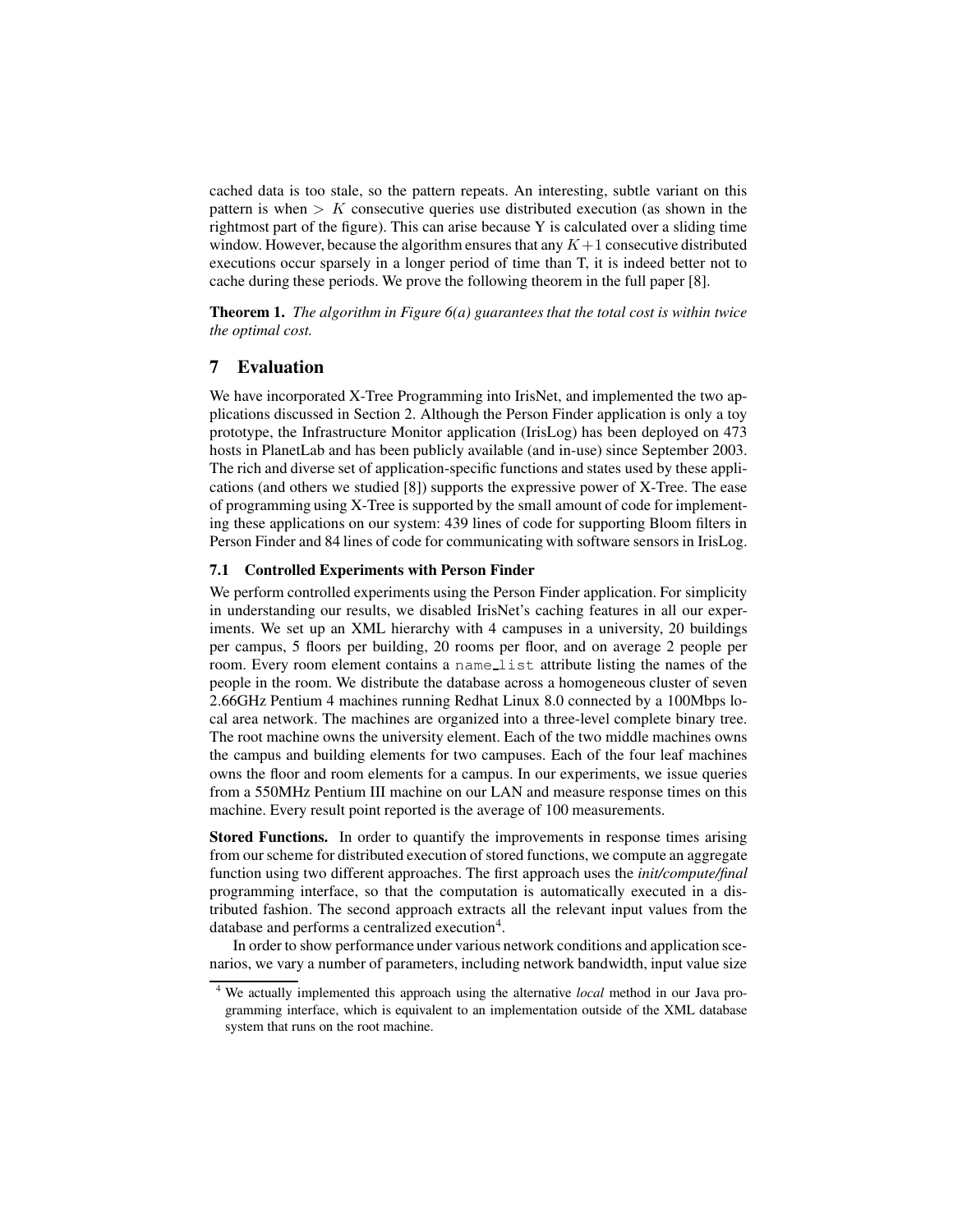cached data is too stale, so the pattern repeats. An interesting, subtle variant on this pattern is when $> K$ consecutive queries use distributed execution (as shown in the rightmost part of the figure). This can arise because Y is calculated over a sliding time window. However, because the algorithm ensures that any $K+1$ consecutive distributed executions occur sparsely in a longer period of time than T, it is indeed better not to cache during these periods. We prove the following theorem in the full paper [8].

**Theorem 1.** *The algorithm in Figure 6(a) guarantees that the total cost is within twice the optimal cost.*

## 7 Evaluation

We have incorporated X-Tree Programming into IrisNet, and implemented the two applications discussed in Section 2. Although the Person Finder application is only a toy prototype, the Infrastructure Monitor application (IrisLog) has been deployed on 473 hosts in PlanetLab and has been publicly available (and in-use) since September 2003. The rich and diverse set of application-specific functions and states used by these applications (and others we studied [8]) supports the expressive power of X-Tree. The ease of programming using X-Tree is supported by the small amount of code for implementing these applications on our system: 439 lines of code for supporting Bloom filters in Person Finder and 84 lines of code for communicating with software sensors in IrisLog.

### 7.1 Controlled Experiments with Person Finder

We perform controlled experiments using the Person Finder application. For simplicity in understanding our results, we disabled IrisNet's caching features in all our experiments. We set up an XML hierarchy with 4 campuses in a university, 20 buildings per campus, 5 floors per building, 20 rooms per floor, and on average 2 people per room. Every room element contains a `name_list` attribute listing the names of the people in the room. We distribute the database across a homogeneous cluster of seven 2.66GHz Pentium 4 machines running Redhat Linux 8.0 connected by a 100Mbps local area network. The machines are organized into a three-level complete binary tree. The root machine owns the university element. Each of the two middle machines owns the campus and building elements for two campuses. Each of the four leaf machines owns the floor and room elements for a campus. In our experiments, we issue queries from a 550MHz Pentium III machine on our LAN and measure response times on this machine. Every result point reported is the average of 100 measurements.

**Stored Functions.** In order to quantify the improvements in response times arising from our scheme for distributed execution of stored functions, we compute an aggregate function using two different approaches. The first approach uses the *init/compute/final* programming interface, so that the computation is automatically executed in a distributed fashion. The second approach extracts all the relevant input values from the database and performs a centralized execution[4].

In order to show performance under various network conditions and application scenarios, we vary a number of parameters, including network bandwidth, input value size

[4] We actually implemented this approach using the alternative *local* method in our Java programming interface, which is equivalent to an implementation outside of the XML database system that runs on the root machine.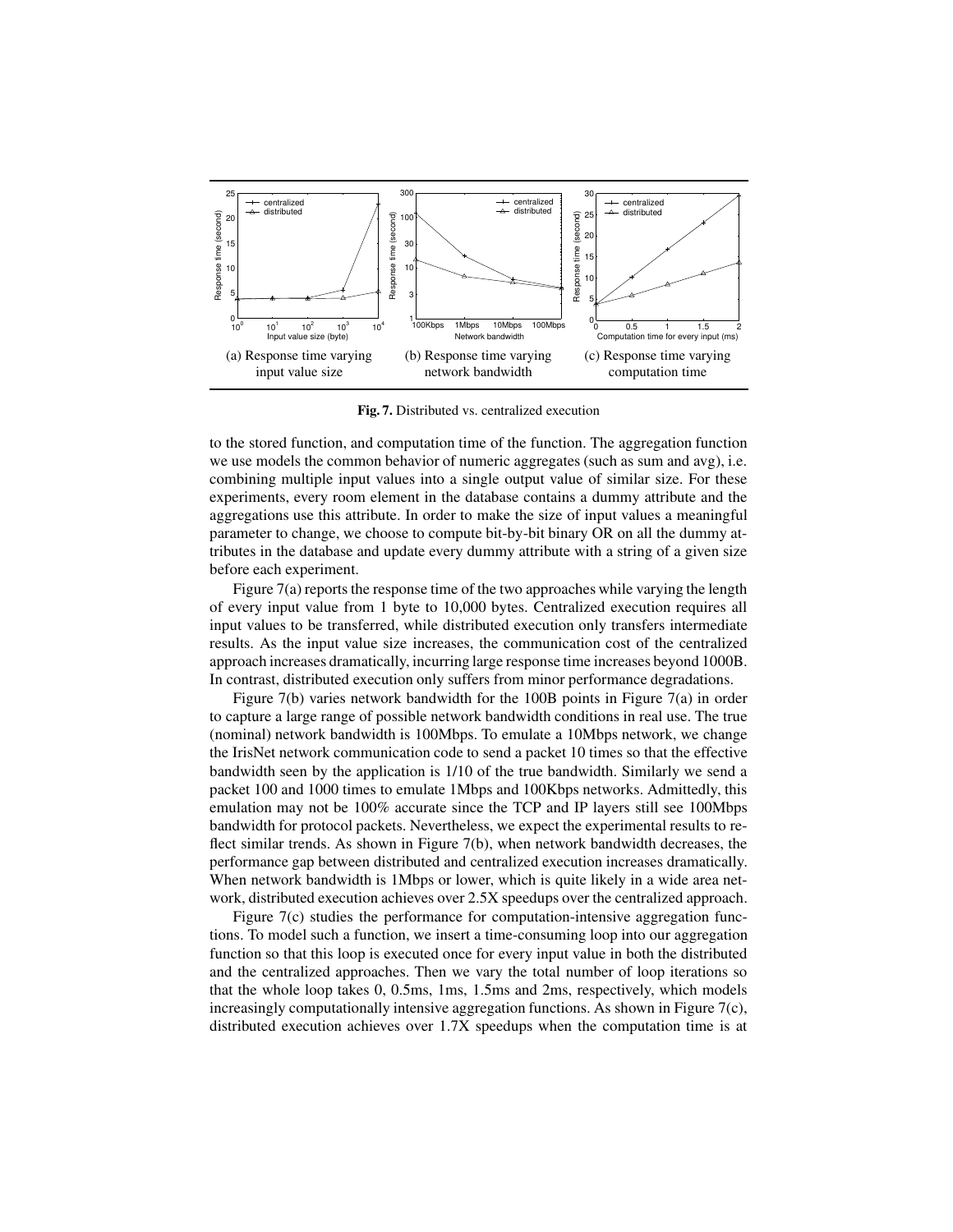(a) Response time varying input value size

(b) Response time varying network bandwidth

(c) Response time varying computation time

**Fig. 7.** Distributed vs. centralized execution

to the stored function, and computation time of the function. The aggregation function we use models the common behavior of numeric aggregates (such as sum and avg), i.e. combining multiple input values into a single output value of similar size. For these experiments, every room element in the database contains a dummy attribute and the aggregations use this attribute. In order to make the size of input values a meaningful parameter to change, we choose to compute bit-by-bit binary OR on all the dummy attributes in the database and update every dummy attribute with a string of a given size before each experiment.

Figure 7(a) reports the response time of the two approaches while varying the length of every input value from 1 byte to 10,000 bytes. Centralized execution requires all input values to be transferred, while distributed execution only transfers intermediate results. As the input value size increases, the communication cost of the centralized approach increases dramatically, incurring large response time increases beyond 1000B. In contrast, distributed execution only suffers from minor performance degradations.

Figure 7(b) varies network bandwidth for the 100B points in Figure 7(a) in order to capture a large range of possible network bandwidth conditions in real use. The true (nominal) network bandwidth is 100Mbps. To emulate a 10Mbps network, we change the IrisNet network communication code to send a packet 10 times so that the effective bandwidth seen by the application is 1/10 of the true bandwidth. Similarly we send a packet 100 and 1000 times to emulate 1Mbps and 100Kbps networks. Admittedly, this emulation may not be 100% accurate since the TCP and IP layers still see 100Mbps bandwidth for protocol packets. Nevertheless, we expect the experimental results to reflect similar trends. As shown in Figure 7(b), when network bandwidth decreases, the performance gap between distributed and centralized execution increases dramatically. When network bandwidth is 1Mbps or lower, which is quite likely in a wide area network, distributed execution achieves over 2.5X speedups over the centralized approach.

Figure 7(c) studies the performance for computation-intensive aggregation functions. To model such a function, we insert a time-consuming loop into our aggregation function so that this loop is executed once for every input value in both the distributed and the centralized approaches. Then we vary the total number of loop iterations so that the whole loop takes 0, 0.5ms, 1ms, 1.5ms and 2ms, respectively, which models increasingly computationally intensive aggregation functions. As shown in Figure 7(c), distributed execution achieves over 1.7X speedups when the computation time is at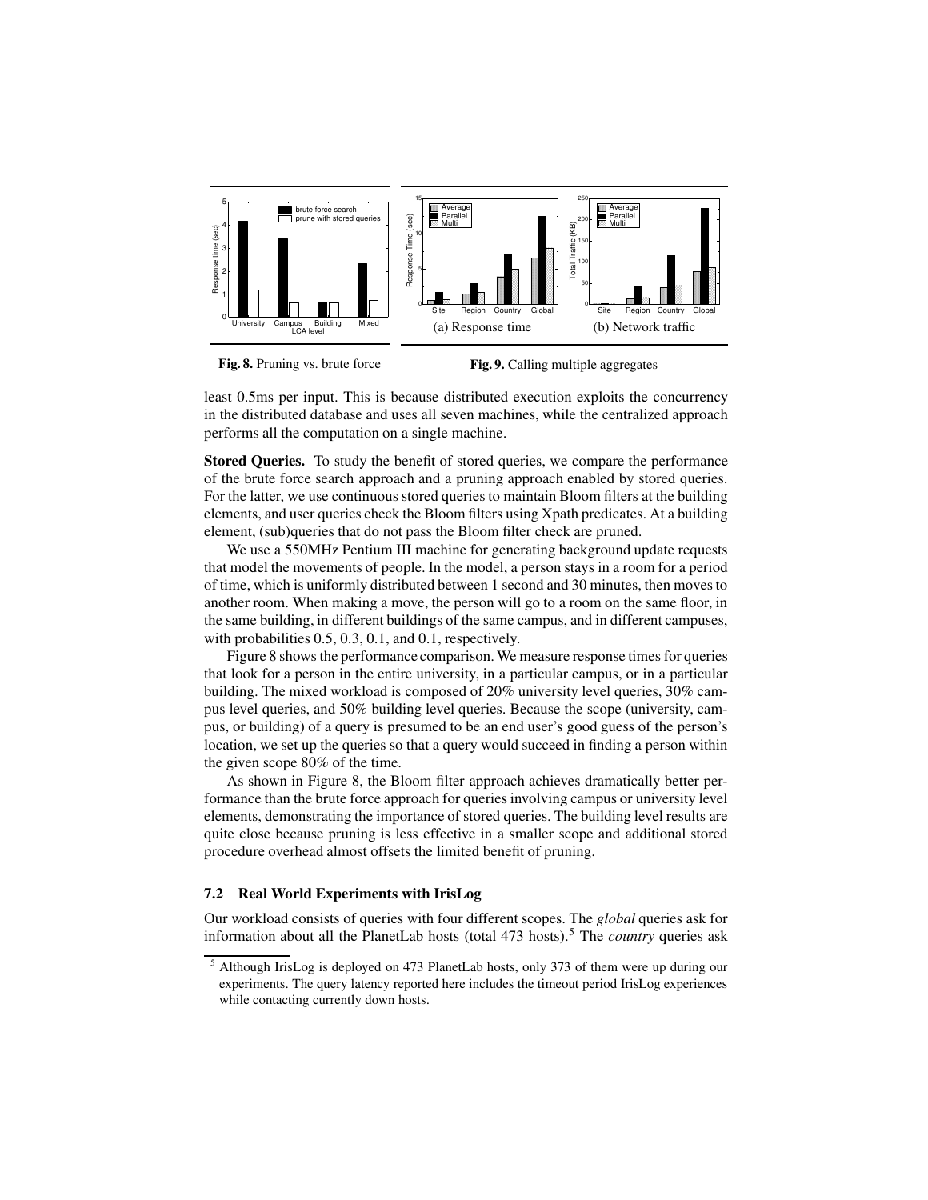**Fig. 8.** Pruning vs. brute force

(a) Response time

(b) Network traffic

**Fig. 9.** Calling multiple aggregates

least 0.5ms per input. This is because distributed execution exploits the concurrency in the distributed database and uses all seven machines, while the centralized approach performs all the computation on a single machine.

**Stored Queries.** To study the benefit of stored queries, we compare the performance of the brute force search approach and a pruning approach enabled by stored queries. For the latter, we use continuous stored queries to maintain Bloom filters at the building elements, and user queries check the Bloom filters using Xpath predicates. At a building element, (sub)queries that do not pass the Bloom filter check are pruned.

We use a 550MHz Pentium III machine for generating background update requests that model the movements of people. In the model, a person stays in a room for a period of time, which is uniformly distributed between 1 second and 30 minutes, then moves to another room. When making a move, the person will go to a room on the same floor, in the same building, in different buildings of the same campus, and in different campuses, with probabilities 0.5, 0.3, 0.1, and 0.1, respectively.

Figure 8 shows the performance comparison. We measure response times for queries that look for a person in the entire university, in a particular campus, or in a particular building. The mixed workload is composed of 20% university level queries, 30% campus level queries, and 50% building level queries. Because the scope (university, campus, or building) of a query is presumed to be an end user's good guess of the person's location, we set up the queries so that a query would succeed in finding a person within the given scope 80% of the time.

As shown in Figure 8, the Bloom filter approach achieves dramatically better performance than the brute force approach for queries involving campus or university level elements, demonstrating the importance of stored queries. The building level results are quite close because pruning is less effective in a smaller scope and additional stored procedure overhead almost offsets the limited benefit of pruning.

### 7.2 Real World Experiments with IrisLog

Our workload consists of queries with four different scopes. The *global* queries ask for information about all the PlanetLab hosts (total 473 hosts).[5] The *country* queries ask

[5] Although IrisLog is deployed on 473 PlanetLab hosts, only 373 of them were up during our experiments. The query latency reported here includes the timeout period IrisLog experiences while contacting currently down hosts.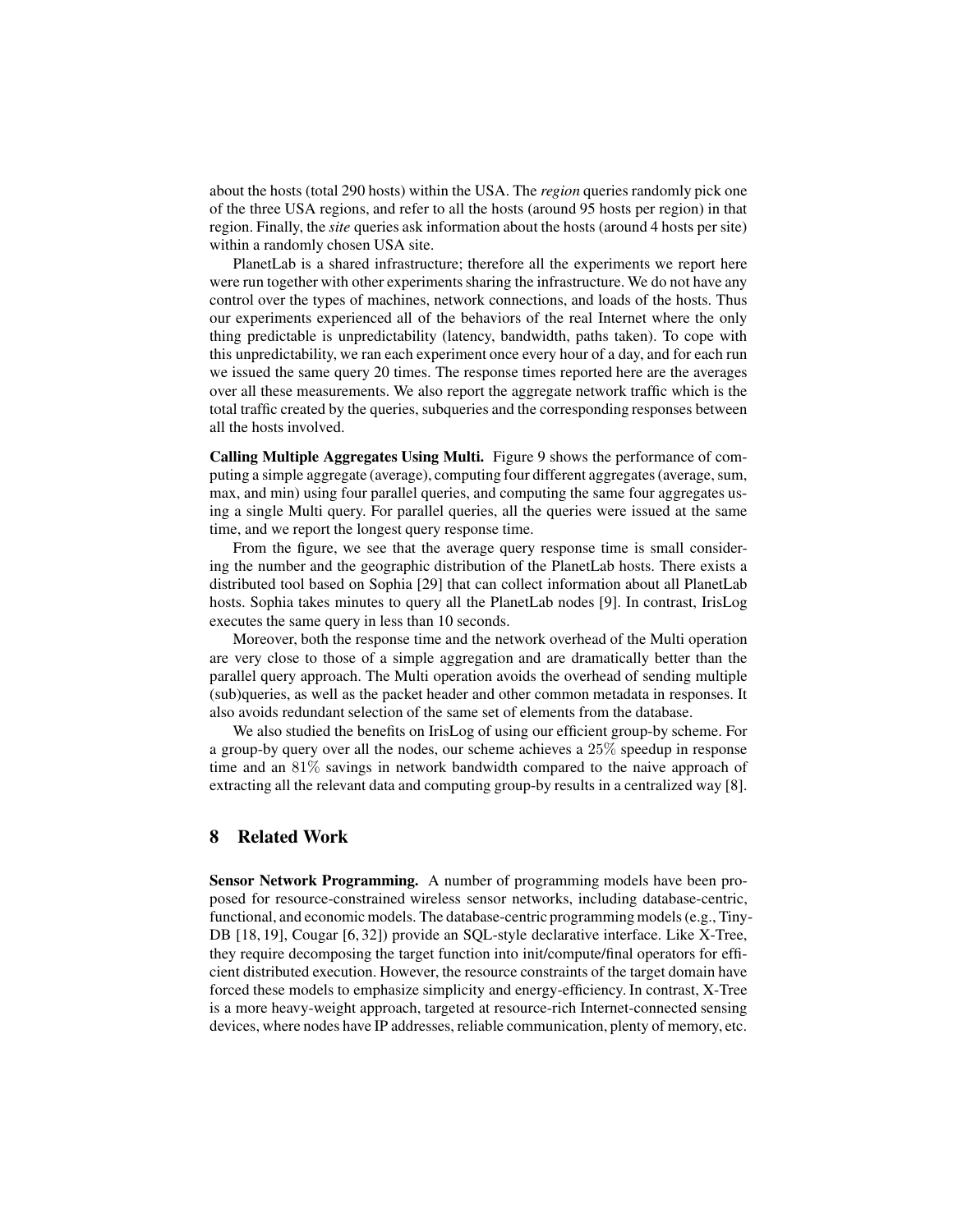about the hosts (total 290 hosts) within the USA. The *region* queries randomly pick one of the three USA regions, and refer to all the hosts (around 95 hosts per region) in that region. Finally, the *site* queries ask information about the hosts (around 4 hosts per site) within a randomly chosen USA site.

PlanetLab is a shared infrastructure; therefore all the experiments we report here were run together with other experiments sharing the infrastructure. We do not have any control over the types of machines, network connections, and loads of the hosts. Thus our experiments experienced all of the behaviors of the real Internet where the only thing predictable is unpredictability (latency, bandwidth, paths taken). To cope with this unpredictability, we ran each experiment once every hour of a day, and for each run we issued the same query 20 times. The response times reported here are the averages over all these measurements. We also report the aggregate network traffic which is the total traffic created by the queries, subqueries and the corresponding responses between all the hosts involved.

**Calling Multiple Aggregates Using Multi.** Figure 9 shows the performance of computing a simple aggregate (average), computing four different aggregates (average, sum, max, and min) using four parallel queries, and computing the same four aggregates using a single Multi query. For parallel queries, all the queries were issued at the same time, and we report the longest query response time.

From the figure, we see that the average query response time is small considering the number and the geographic distribution of the PlanetLab hosts. There exists a distributed tool based on Sophia [29] that can collect information about all PlanetLab hosts. Sophia takes minutes to query all the PlanetLab nodes [9]. In contrast, IrisLog executes the same query in less than 10 seconds.

Moreover, both the response time and the network overhead of the Multi operation are very close to those of a simple aggregation and are dramatically better than the parallel query approach. The Multi operation avoids the overhead of sending multiple (sub)queries, as well as the packet header and other common metadata in responses. It also avoids redundant selection of the same set of elements from the database.

We also studied the benefits on IrisLog of using our efficient group-by scheme. For a group-by query over all the nodes, our scheme achieves a $25\%$ speedup in response time and an $81\%$ savings in network bandwidth compared to the naive approach of extracting all the relevant data and computing group-by results in a centralized way [8].

## 8 Related Work

**Sensor Network Programming.** A number of programming models have been proposed for resource-constrained wireless sensor networks, including database-centric, functional, and economic models. The database-centric programming models (e.g., TinyDB [18, 19], Cougar [6, 32]) provide an SQL-style declarative interface. Like X-Tree, they require decomposing the target function into init/compute/final operators for efficient distributed execution. However, the resource constraints of the target domain have forced these models to emphasize simplicity and energy-efficiency. In contrast, X-Tree is a more heavy-weight approach, targeted at resource-rich Internet-connected sensing devices, where nodes have IP addresses, reliable communication, plenty of memory, etc.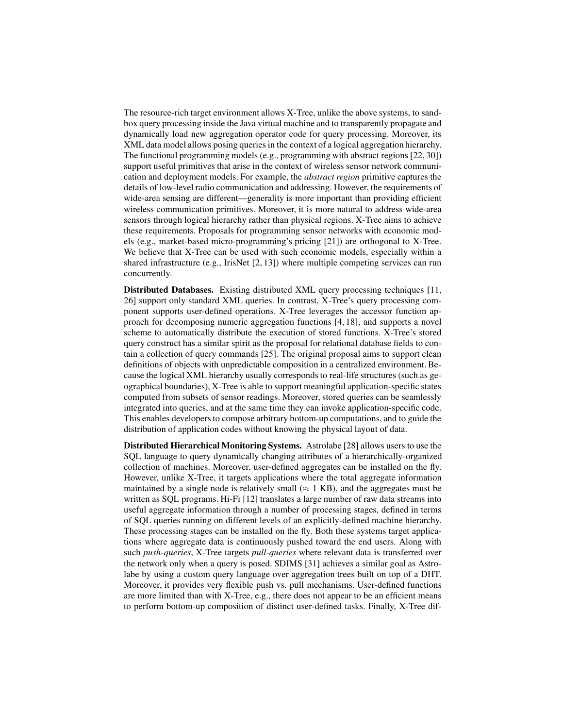The resource-rich target environment allows X-Tree, unlike the above systems, to sandbox query processing inside the Java virtual machine and to transparently propagate and dynamically load new aggregation operator code for query processing. Moreover, its XML data model allows posing queries in the context of a logical aggregation hierarchy. The functional programming models (e.g., programming with abstract regions [22, 30]) support useful primitives that arise in the context of wireless sensor network communication and deployment models. For example, the *abstract region* primitive captures the details of low-level radio communication and addressing. However, the requirements of wide-area sensing are different—generality is more important than providing efficient wireless communication primitives. Moreover, it is more natural to address wide-area sensors through logical hierarchy rather than physical regions. X-Tree aims to achieve these requirements. Proposals for programming sensor networks with economic models (e.g., market-based micro-programming's pricing [21]) are orthogonal to X-Tree. We believe that X-Tree can be used with such economic models, especially within a shared infrastructure (e.g., IrisNet [2, 13]) where multiple competing services can run concurrently.

**Distributed Databases.** Existing distributed XML query processing techniques [11, 26] support only standard XML queries. In contrast, X-Tree's query processing component supports user-defined operations. X-Tree leverages the accessor function approach for decomposing numeric aggregation functions [4, 18], and supports a novel scheme to automatically distribute the execution of stored functions. X-Tree's stored query construct has a similar spirit as the proposal for relational database fields to contain a collection of query commands [25]. The original proposal aims to support clean definitions of objects with unpredictable composition in a centralized environment. Because the logical XML hierarchy usually corresponds to real-life structures (such as geographical boundaries), X-Tree is able to support meaningful application-specific states computed from subsets of sensor readings. Moreover, stored queries can be seamlessly integrated into queries, and at the same time they can invoke application-specific code. This enables developers to compose arbitrary bottom-up computations, and to guide the distribution of application codes without knowing the physical layout of data.

**Distributed Hierarchical Monitoring Systems.** Astrolabe [28] allows users to use the SQL language to query dynamically changing attributes of a hierarchically-organized collection of machines. Moreover, user-defined aggregates can be installed on the fly. However, unlike X-Tree, it targets applications where the total aggregate information maintained by a single node is relatively small ($\approx$ 1 KB), and the aggregates must be written as SQL programs. Hi-Fi [12] translates a large number of raw data streams into useful aggregate information through a number of processing stages, defined in terms of SQL queries running on different levels of an explicitly-defined machine hierarchy. These processing stages can be installed on the fly. Both these systems target applications where aggregate data is continuously pushed toward the end users. Along with such *push-queries*, X-Tree targets *pull-queries* where relevant data is transferred over the network only when a query is posed. SDIMS [31] achieves a similar goal as Astrolabe by using a custom query language over aggregation trees built on top of a DHT. Moreover, it provides very flexible push vs. pull mechanisms. User-defined functions are more limited than with X-Tree, e.g., there does not appear to be an efficient means to perform bottom-up composition of distinct user-defined tasks. Finally, X-Tree dif-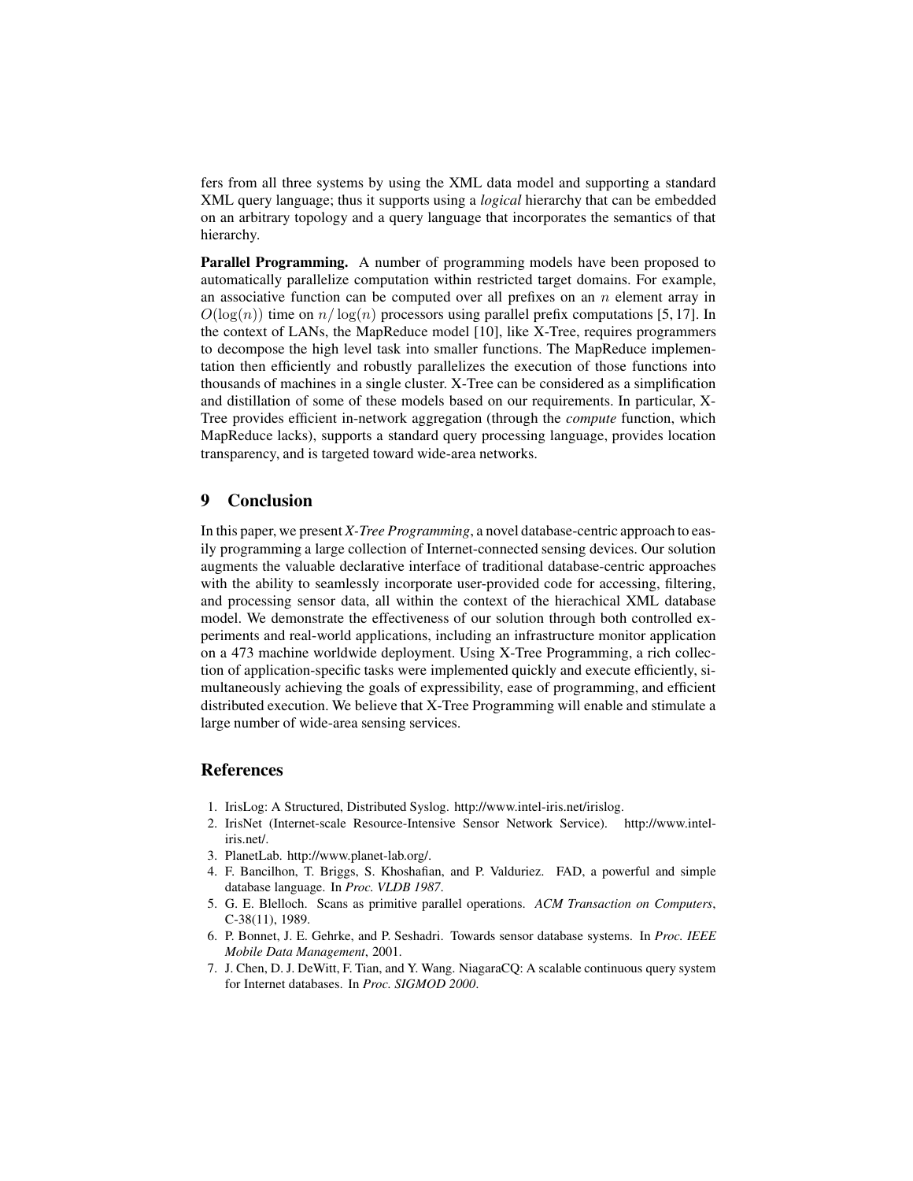fers from all three systems by using the XML data model and supporting a standard XML query language; thus it supports using a *logical* hierarchy that can be embedded on an arbitrary topology and a query language that incorporates the semantics of that hierarchy.

**Parallel Programming.** A number of programming models have been proposed to automatically parallelize computation within restricted target domains. For example, an associative function can be computed over all prefixes on an $n$ element array in $O(\log(n))$ time on $n/\log(n)$ processors using parallel prefix computations [5, 17]. In the context of LANs, the MapReduce model [10], like X-Tree, requires programmers to decompose the high level task into smaller functions. The MapReduce implementation then efficiently and robustly parallelizes the execution of those functions into thousands of machines in a single cluster. X-Tree can be considered as a simplification and distillation of some of these models based on our requirements. In particular, X-Tree provides efficient in-network aggregation (through the *compute* function, which MapReduce lacks), supports a standard query processing language, provides location transparency, and is targeted toward wide-area networks.

## 9 Conclusion

In this paper, we present *X-Tree Programming*, a novel database-centric approach to easily programming a large collection of Internet-connected sensing devices. Our solution augments the valuable declarative interface of traditional database-centric approaches with the ability to seamlessly incorporate user-provided code for accessing, filtering, and processing sensor data, all within the context of the hierachical XML database model. We demonstrate the effectiveness of our solution through both controlled experiments and real-world applications, including an infrastructure monitor application on a 473 machine worldwide deployment. Using X-Tree Programming, a rich collection of application-specific tasks were implemented quickly and execute efficiently, simultaneously achieving the goals of expressibility, ease of programming, and efficient distributed execution. We believe that X-Tree Programming will enable and stimulate a large number of wide-area sensing services.

## References

1. IrisLog: A Structured, Distributed Syslog. http://www.intel-iris.net/irislog.
2. IrisNet (Internet-scale Resource-Intensive Sensor Network Service). http://www.intel-iris.net/.
3. PlanetLab. http://www.planet-lab.org/.
4. F. Bancilhon, T. Briggs, S. Khoshafian, and P. Valduriez. FAD, a powerful and simple database language. In *Proc. VLDB 1987*.
5. G. E. Blelloch. Scans as primitive parallel operations. *ACM Transaction on Computers*, C-38(11), 1989.
6. P. Bonnet, J. E. Gehrke, and P. Seshadri. Towards sensor database systems. In *Proc. IEEE Mobile Data Management*, 2001.
7. J. Chen, D. J. DeWitt, F. Tian, and Y. Wang. NiagaraCQ: A scalable continuous query system for Internet databases. In *Proc. SIGMOD 2000*.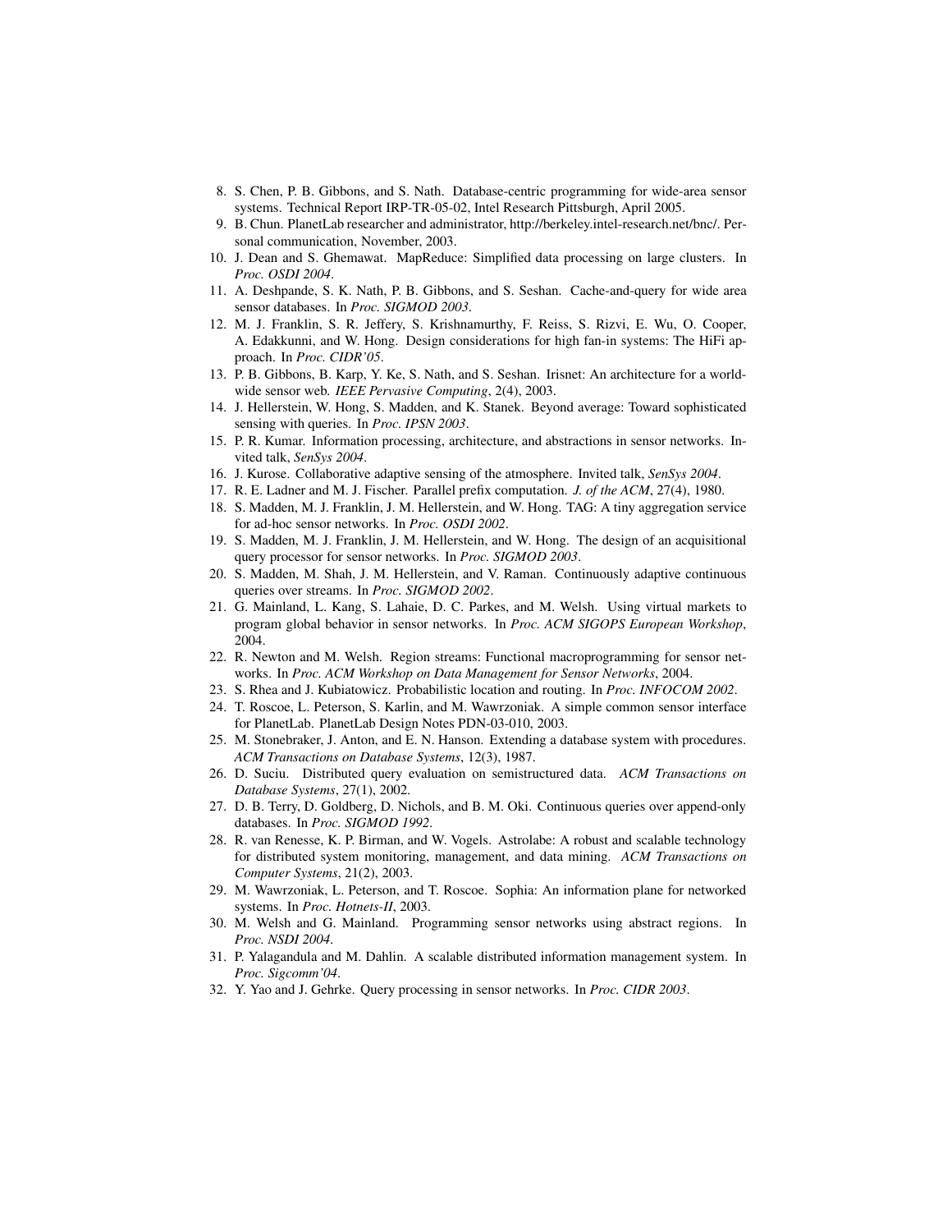8. S. Chen, P. B. Gibbons, and S. Nath. Database-centric programming for wide-area sensor systems. Technical Report IRP-TR-05-02, Intel Research Pittsburgh, April 2005.
9. B. Chun. PlanetLab researcher and administrator, http://berkeley.intel-research.net/bnc/. Personal communication, November, 2003.
10. J. Dean and S. Ghemawat. MapReduce: Simplified data processing on large clusters. In *Proc. OSDI 2004*.
11. A. Deshpande, S. K. Nath, P. B. Gibbons, and S. Seshan. Cache-and-query for wide area sensor databases. In *Proc. SIGMOD 2003*.
12. M. J. Franklin, S. R. Jeffery, S. Krishnamurthy, F. Reiss, S. Rizvi, E. Wu, O. Cooper, A. Edakkunni, and W. Hong. Design considerations for high fan-in systems: The HiFi approach. In *Proc. CIDR'05*.
13. P. B. Gibbons, B. Karp, Y. Ke, S. Nath, and S. Seshan. Irisnet: An architecture for a worldwide sensor web. *IEEE Pervasive Computing*, 2(4), 2003.
14. J. Hellerstein, W. Hong, S. Madden, and K. Stanek. Beyond average: Toward sophisticated sensing with queries. In *Proc. IPSN 2003*.
15. P. R. Kumar. Information processing, architecture, and abstractions in sensor networks. Invited talk, *SenSys 2004*.
16. J. Kurose. Collaborative adaptive sensing of the atmosphere. Invited talk, *SenSys 2004*.
17. R. E. Ladner and M. J. Fischer. Parallel prefix computation. *J. of the ACM*, 27(4), 1980.
18. S. Madden, M. J. Franklin, J. M. Hellerstein, and W. Hong. TAG: A tiny aggregation service for ad-hoc sensor networks. In *Proc. OSDI 2002*.
19. S. Madden, M. J. Franklin, J. M. Hellerstein, and W. Hong. The design of an acquisitional query processor for sensor networks. In *Proc. SIGMOD 2003*.
20. S. Madden, M. Shah, J. M. Hellerstein, and V. Raman. Continuously adaptive continuous queries over streams. In *Proc. SIGMOD 2002*.
21. G. Mainland, L. Kang, S. Lahaie, D. C. Parkes, and M. Welsh. Using virtual markets to program global behavior in sensor networks. In *Proc. ACM SIGOPS European Workshop*, 2004.
22. R. Newton and M. Welsh. Region streams: Functional macroprogramming for sensor networks. In *Proc. ACM Workshop on Data Management for Sensor Networks*, 2004.
23. S. Rhea and J. Kubiatowicz. Probabilistic location and routing. In *Proc. INFOCOM 2002*.
24. T. Roscoe, L. Peterson, S. Karlin, and M. Wawrzoniak. A simple common sensor interface for PlanetLab. PlanetLab Design Notes PDN-03-010, 2003.
25. M. Stonebraker, J. Anton, and E. N. Hanson. Extending a database system with procedures. *ACM Transactions on Database Systems*, 12(3), 1987.
26. D. Suciu. Distributed query evaluation on semistructured data. *ACM Transactions on Database Systems*, 27(1), 2002.
27. D. B. Terry, D. Goldberg, D. Nichols, and B. M. Oki. Continuous queries over append-only databases. In *Proc. SIGMOD 1992*.
28. R. van Renesse, K. P. Birman, and W. Vogels. Astrolabe: A robust and scalable technology for distributed system monitoring, management, and data mining. *ACM Transactions on Computer Systems*, 21(2), 2003.
29. M. Wawrzoniak, L. Peterson, and T. Roscoe. Sophia: An information plane for networked systems. In *Proc. Hotnets-II*, 2003.
30. M. Welsh and G. Mainland. Programming sensor networks using abstract regions. In *Proc. NSDI 2004*.
31. P. Yalagandula and M. Dahlin. A scalable distributed information management system. In *Proc. Sigcomm'04*.
32. Y. Yao and J. Gehrke. Query processing in sensor networks. In *Proc. CIDR 2003*.